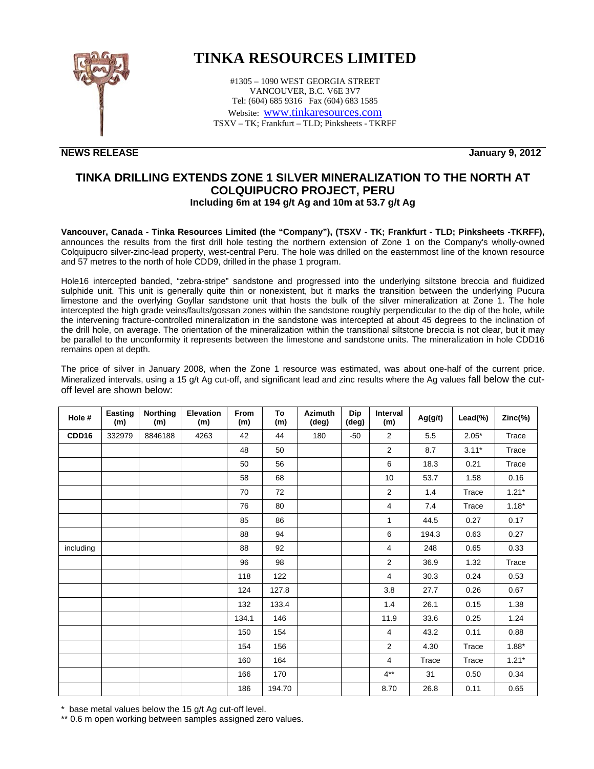# TINKA RESOURCES LIMITED

#1305 – 1090 WEST GEORGIA STREET
VANCOUVER, B.C. V6E 3V7
Tel: (604) 685 9316 Fax (604) 683 1585
Website: www.tinkaresources.com
TSXV – TK; Frankfurt – TLD; Pinksheets - TKRFF

**NEWS RELEASE** **January 9, 2012**

## TINKA DRILLING EXTENDS ZONE 1 SILVER MINERALIZATION TO THE NORTH AT COLQUIPUCRO PROJECT, PERU

### Including 6m at 194 g/t Ag and 10m at 53.7 g/t Ag

**Vancouver, Canada - Tinka Resources Limited (the "Company"), (TSXV - TK; Frankfurt - TLD; Pinksheets -TKRFF),** announces the results from the first drill hole testing the northern extension of Zone 1 on the Company's wholly-owned Colquipucro silver-zinc-lead property, west-central Peru. The hole was drilled on the easternmost line of the known resource and 57 metres to the north of hole CDD9, drilled in the phase 1 program.

Hole16 intercepted banded, "zebra-stripe" sandstone and progressed into the underlying siltstone breccia and fluidized sulphide unit. This unit is generally quite thin or nonexistent, but it marks the transition between the underlying Pucura limestone and the overlying Goyllar sandstone unit that hosts the bulk of the silver mineralization at Zone 1. The hole intercepted the high grade veins/faults/gossan zones within the sandstone roughly perpendicular to the dip of the hole, while the intervening fracture-controlled mineralization in the sandstone was intercepted at about 45 degrees to the inclination of the drill hole, on average. The orientation of the mineralization within the transitional siltstone breccia is not clear, but it may be parallel to the unconformity it represents between the limestone and sandstone units. The mineralization in hole CDD16 remains open at depth.

The price of silver in January 2008, when the Zone 1 resource was estimated, was about one-half of the current price. Mineralized intervals, using a 15 g/t Ag cut-off, and significant lead and zinc results where the Ag values fall below the cut-off level are shown below:

| Hole # | Easting (m) | Northing (m) | Elevation (m) | From (m) | To (m) | Azimuth (deg) | Dip (deg) | Interval (m) | Ag(g/t) | Lead(%) | Zinc(%) |
|---|---|---|---|---|---|---|---|---|---|---|---|
| **CDD16** | 332979 | 8846188 | 4263 | 42 | 44 | 180 | -50 | 2 | 5.5 | 2.05* | Trace |
| | | | | 48 | 50 | | | 2 | 8.7 | 3.11* | Trace |
| | | | | 50 | 56 | | | 6 | 18.3 | 0.21 | Trace |
| | | | | 58 | 68 | | | 10 | 53.7 | 1.58 | 0.16 |
| | | | | 70 | 72 | | | 2 | 1.4 | Trace | 1.21* |
| | | | | 76 | 80 | | | 4 | 7.4 | Trace | 1.18* |
| | | | | 85 | 86 | | | 1 | 44.5 | 0.27 | 0.17 |
| | | | | 88 | 94 | | | 6 | 194.3 | 0.63 | 0.27 |
| including | | | | 88 | 92 | | | 4 | 248 | 0.65 | 0.33 |
| | | | | 96 | 98 | | | 2 | 36.9 | 1.32 | Trace |
| | | | | 118 | 122 | | | 4 | 30.3 | 0.24 | 0.53 |
| | | | | 124 | 127.8 | | | 3.8 | 27.7 | 0.26 | 0.67 |
| | | | | 132 | 133.4 | | | 1.4 | 26.1 | 0.15 | 1.38 |
| | | | | 134.1 | 146 | | | 11.9 | 33.6 | 0.25 | 1.24 |
| | | | | 150 | 154 | | | 4 | 43.2 | 0.11 | 0.88 |
| | | | | 154 | 156 | | | 2 | 4.30 | Trace | 1.88* |
| | | | | 160 | 164 | | | 4 | Trace | Trace | 1.21* |
| | | | | 166 | 170 | | | 4** | 31 | 0.50 | 0.34 |
| | | | | 186 | 194.70 | | | 8.70 | 26.8 | 0.11 | 0.65 |

\* base metal values below the 15 g/t Ag cut-off level.

** 0.6 m open working between samples assigned zero values.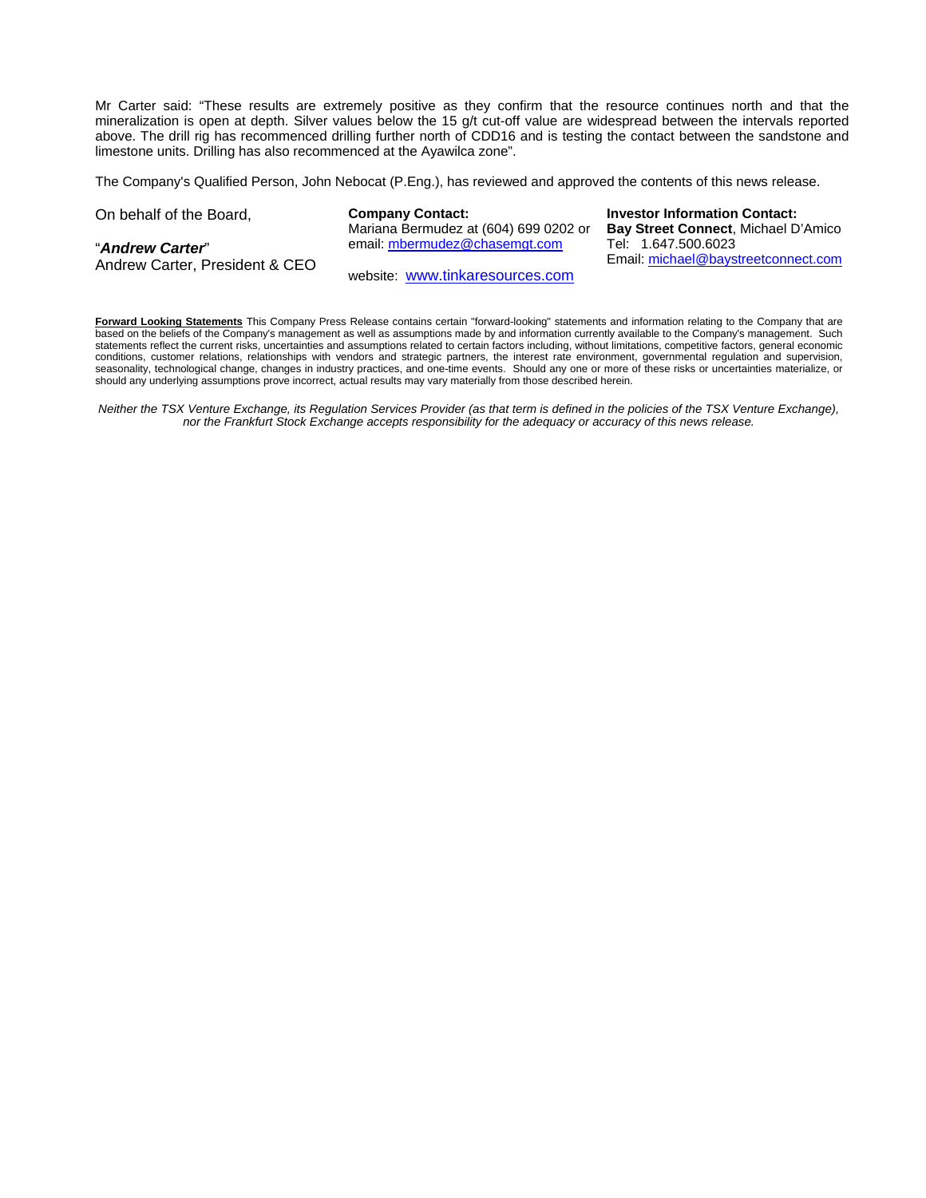Mr Carter said: "These results are extremely positive as they confirm that the resource continues north and that the mineralization is open at depth. Silver values below the 15 g/t cut-off value are widespread between the intervals reported above. The drill rig has recommenced drilling further north of CDD16 and is testing the contact between the sandstone and limestone units. Drilling has also recommenced at the Ayawilca zone".

The Company's Qualified Person, John Nebocat (P.Eng.), has reviewed and approved the contents of this news release.

On behalf of the Board,

"***Andrew Carter***"
Andrew Carter, President & CEO

**Company Contact:**
Mariana Bermudez at (604) 699 0202 or
email: mbermudez@chasemgt.com

website: www.tinkaresources.com

**Investor Information Contact:**
**Bay Street Connect**, Michael D'Amico
Tel: 1.647.500.6023
Email: michael@baystreetconnect.com

**Forward Looking Statements** This Company Press Release contains certain "forward-looking" statements and information relating to the Company that are based on the beliefs of the Company's management as well as assumptions made by and information currently available to the Company's management. Such statements reflect the current risks, uncertainties and assumptions related to certain factors including, without limitations, competitive factors, general economic conditions, customer relations, relationships with vendors and strategic partners, the interest rate environment, governmental regulation and supervision, seasonality, technological change, changes in industry practices, and one-time events. Should any one or more of these risks or uncertainties materialize, or should any underlying assumptions prove incorrect, actual results may vary materially from those described herein.

*Neither the TSX Venture Exchange, its Regulation Services Provider (as that term is defined in the policies of the TSX Venture Exchange), nor the Frankfurt Stock Exchange accepts responsibility for the adequacy or accuracy of this news release.*